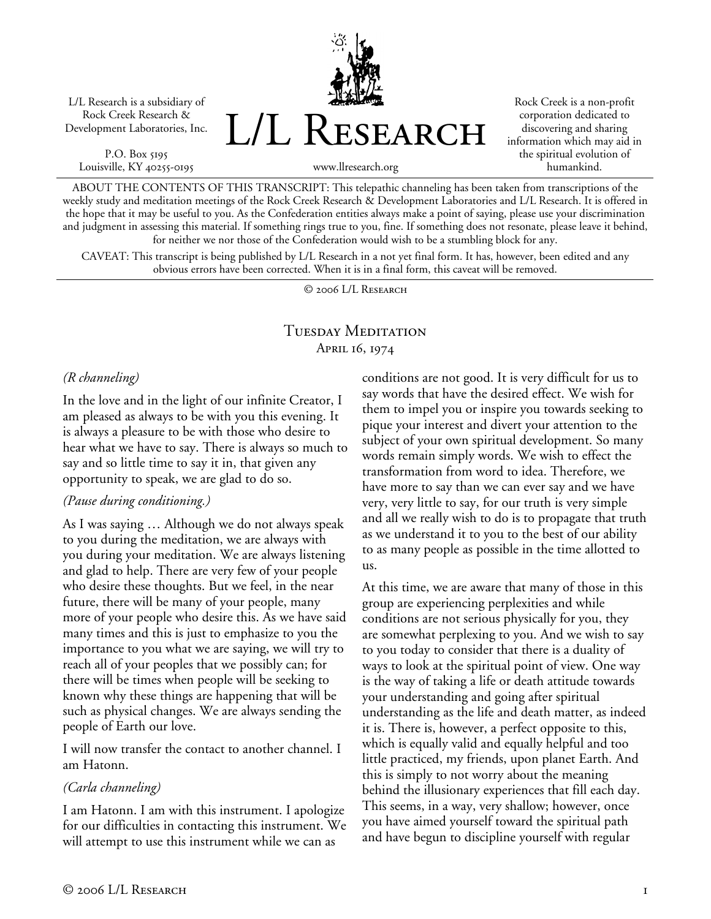L/L Research is a subsidiary of Rock Creek Research & Development Laboratories, Inc.

P.O. Box 5195
Louisville, KY 40255-0195

# L/L Research

www.llresearch.org

Rock Creek is a non-profit corporation dedicated to discovering and sharing information which may aid in the spiritual evolution of humankind.

ABOUT THE CONTENTS OF THIS TRANSCRIPT: This telepathic channeling has been taken from transcriptions of the weekly study and meditation meetings of the Rock Creek Research & Development Laboratories and L/L Research. It is offered in the hope that it may be useful to you. As the Confederation entities always make a point of saying, please use your discrimination and judgment in assessing this material. If something rings true to you, fine. If something does not resonate, please leave it behind, for neither we nor those of the Confederation would wish to be a stumbling block for any.

CAVEAT: This transcript is being published by L/L Research in a not yet final form. It has, however, been edited and any obvious errors have been corrected. When it is in a final form, this caveat will be removed.

© 2006 L/L Research

## Tuesday Meditation
### April 16, 1974

*(R channeling)*

In the love and in the light of our infinite Creator, I am pleased as always to be with you this evening. It is always a pleasure to be with those who desire to hear what we have to say. There is always so much to say and so little time to say it in, that given any opportunity to speak, we are glad to do so.

*(Pause during conditioning.)*

As I was saying … Although we do not always speak to you during the meditation, we are always with you during your meditation. We are always listening and glad to help. There are very few of your people who desire these thoughts. But we feel, in the near future, there will be many of your people, many more of your people who desire this. As we have said many times and this is just to emphasize to you the importance to you what we are saying, we will try to reach all of your peoples that we possibly can; for there will be times when people will be seeking to known why these things are happening that will be such as physical changes. We are always sending the people of Earth our love.

I will now transfer the contact to another channel. I am Hatonn.

*(Carla channeling)*

I am Hatonn. I am with this instrument. I apologize for our difficulties in contacting this instrument. We will attempt to use this instrument while we can as conditions are not good. It is very difficult for us to say words that have the desired effect. We wish for them to impel you or inspire you towards seeking to pique your interest and divert your attention to the subject of your own spiritual development. So many words remain simply words. We wish to effect the transformation from word to idea. Therefore, we have more to say than we can ever say and we have very, very little to say, for our truth is very simple and all we really wish to do is to propagate that truth as we understand it to you to the best of our ability to as many people as possible in the time allotted to us.

At this time, we are aware that many of those in this group are experiencing perplexities and while conditions are not serious physically for you, they are somewhat perplexing to you. And we wish to say to you today to consider that there is a duality of ways to look at the spiritual point of view. One way is the way of taking a life or death attitude towards your understanding and going after spiritual understanding as the life and death matter, as indeed it is. There is, however, a perfect opposite to this, which is equally valid and equally helpful and too little practiced, my friends, upon planet Earth. And this is simply to not worry about the meaning behind the illusionary experiences that fill each day. This seems, in a way, very shallow; however, once you have aimed yourself toward the spiritual path and have begun to discipline yourself with regular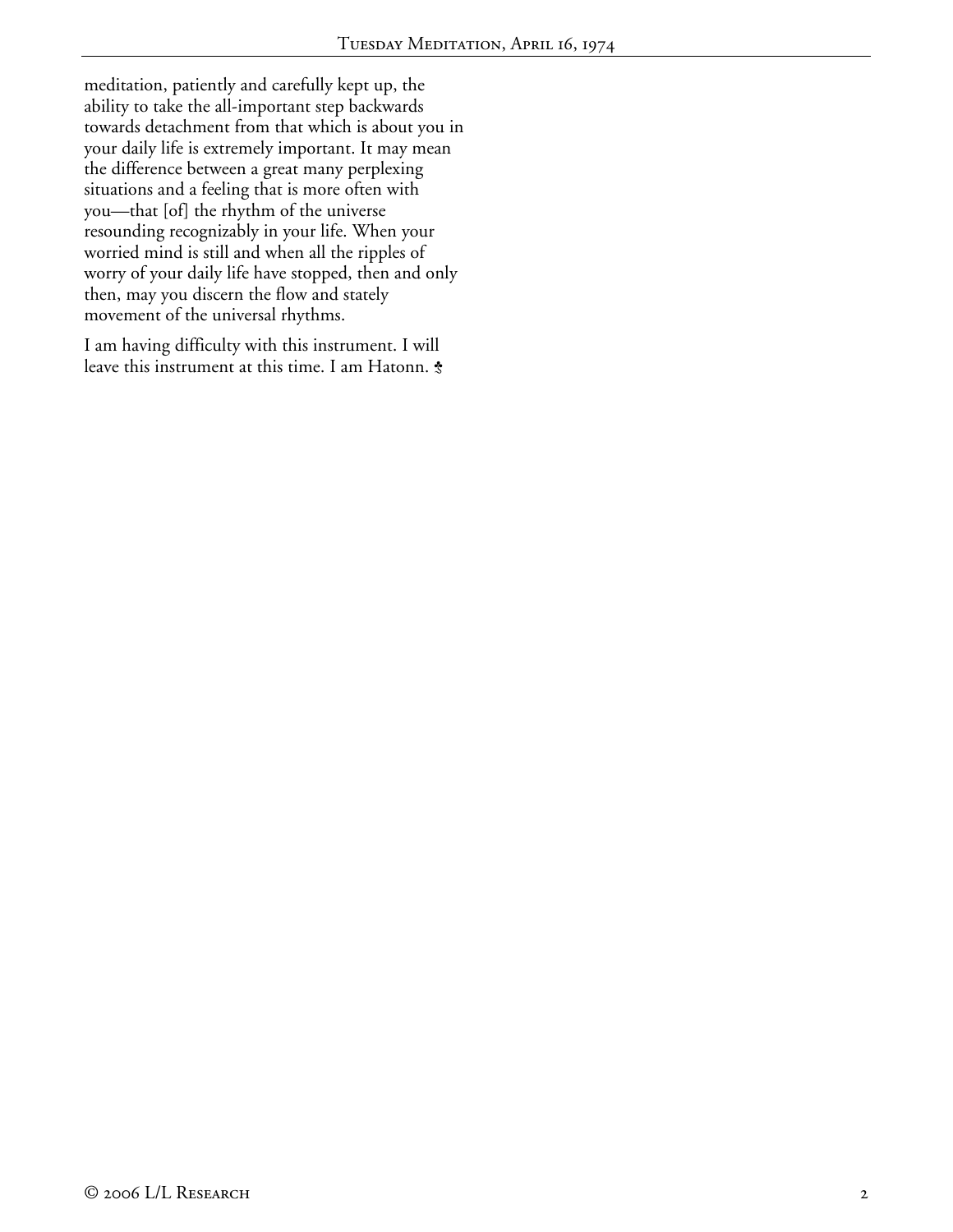meditation, patiently and carefully kept up, the ability to take the all-important step backwards towards detachment from that which is about you in your daily life is extremely important. It may mean the difference between a great many perplexing situations and a feeling that is more often with you—that [of] the rhythm of the universe resounding recognizably in your life. When your worried mind is still and when all the ripples of worry of your daily life have stopped, then and only then, may you discern the flow and stately movement of the universal rhythms.

I am having difficulty with this instrument. I will leave this instrument at this time. I am Hatonn. ♣